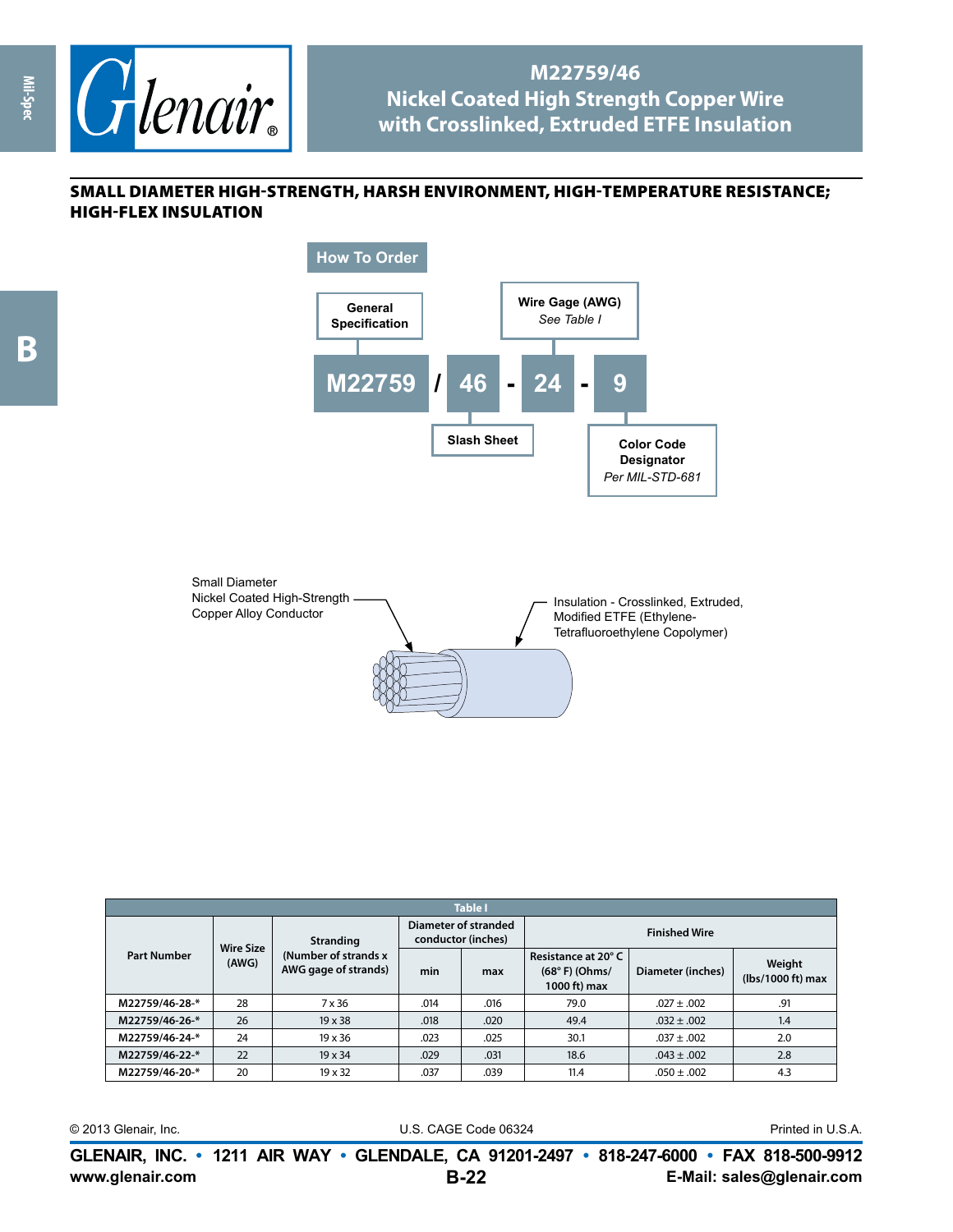# M22759/46
## Nickel Coated High Strength Copper Wire with Crosslinked, Extruded ETFE Insulation

### SMALL DIAMETER HIGH-STRENGTH, HARSH ENVIRONMENT, HIGH-TEMPERATURE RESISTANCE; HIGH-FLEX INSULATION

**How To Order**

General Specification

Wire Gage (AWG)
*See Table I*

M22759 / 46 - 24 - 9

Slash Sheet

Color Code Designator
*Per MIL-STD-681*

Small Diameter Nickel Coated High-Strength Copper Alloy Conductor

Insulation - Crosslinked, Extruded, Modified ETFE (Ethylene-Tetrafluoroethylene Copolymer)

**Table I**

| Part Number | Wire Size (AWG) | Stranding (Number of strands x AWG gage of strands) | Diameter of stranded conductor (inches) | | Finished Wire | | |
|---|---|---|---|---|---|---|---|
| | | | min | max | Resistance at 20° C (68° F) (Ohms/ 1000 ft) max | Diameter (inches) | Weight (lbs/1000 ft) max |
| M22759/46-28-* | 28 | 7 x 36 | .014 | .016 | 79.0 | .027 ± .002 | .91 |
| M22759/46-26-* | 26 | 19 x 38 | .018 | .020 | 49.4 | .032 ± .002 | 1.4 |
| M22759/46-24-* | 24 | 19 x 36 | .023 | .025 | 30.1 | .037 ± .002 | 2.0 |
| M22759/46-22-* | 22 | 19 x 34 | .029 | .031 | 18.6 | .043 ± .002 | 2.8 |
| M22759/46-20-* | 20 | 19 x 32 | .037 | .039 | 11.4 | .050 ± .002 | 4.3 |

© 2013 Glenair, Inc. U.S. CAGE Code 06324 Printed in U.S.A.

**GLENAIR, INC. • 1211 AIR WAY • GLENDALE, CA 91201-2497 • 818-247-6000 • FAX 818-500-9912**
**www.glenair.com** **E-Mail: sales@glenair.com**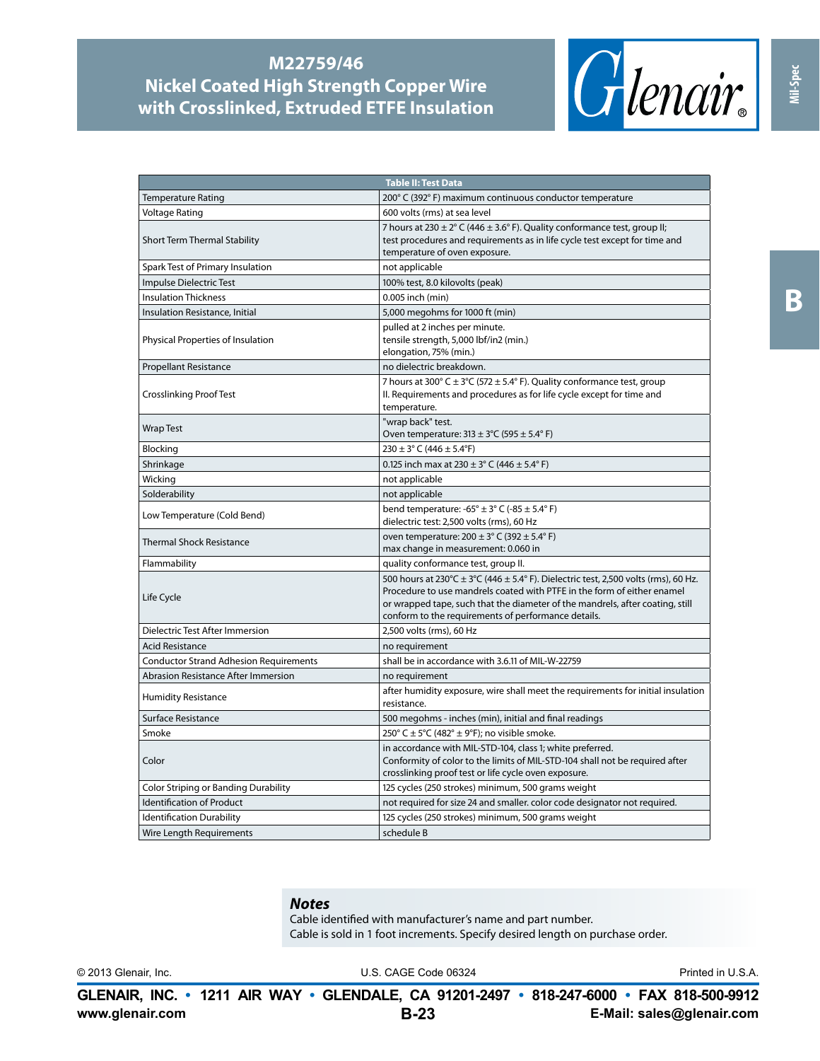# M22759/46
## Nickel Coated High Strength Copper Wire with Crosslinked, Extruded ETFE Insulation

| Table II: Test Data | |
|---|---|
| Temperature Rating | 200° C (392° F) maximum continuous conductor temperature |
| Voltage Rating | 600 volts (rms) at sea level |
| Short Term Thermal Stability | 7 hours at 230 ± 2° C (446 ± 3.6° F). Quality conformance test, group II; test procedures and requirements as in life cycle test except for time and temperature of oven exposure. |
| Spark Test of Primary Insulation | not applicable |
| Impulse Dielectric Test | 100% test, 8.0 kilovolts (peak) |
| Insulation Thickness | 0.005 inch (min) |
| Insulation Resistance, Initial | 5,000 megohms for 1000 ft (min) |
| Physical Properties of Insulation | pulled at 2 inches per minute. tensile strength, 5,000 lbf/in2 (min.) elongation, 75% (min.) |
| Propellant Resistance | no dielectric breakdown. |
| Crosslinking Proof Test | 7 hours at 300° C ± 3°C (572 ± 5.4° F). Quality conformance test, group II. Requirements and procedures as for life cycle except for time and temperature. |
| Wrap Test | "wrap back" test. Oven temperature: 313 ± 3°C (595 ± 5.4° F) |
| Blocking | 230 ± 3° C (446 ± 5.4°F) |
| Shrinkage | 0.125 inch max at 230 ± 3° C (446 ± 5.4° F) |
| Wicking | not applicable |
| Solderability | not applicable |
| Low Temperature (Cold Bend) | bend temperature: -65° ± 3° C (-85 ± 5.4° F) dielectric test: 2,500 volts (rms), 60 Hz |
| Thermal Shock Resistance | oven temperature: 200 ± 3° C (392 ± 5.4° F) max change in measurement: 0.060 in |
| Flammability | quality conformance test, group II. |
| Life Cycle | 500 hours at 230°C ± 3°C (446 ± 5.4° F). Dielectric test, 2,500 volts (rms), 60 Hz. Procedure to use mandrels coated with PTFE in the form of either enamel or wrapped tape, such that the diameter of the mandrels, after coating, still conform to the requirements of performance details. |
| Dielectric Test After Immersion | 2,500 volts (rms), 60 Hz |
| Acid Resistance | no requirement |
| Conductor Strand Adhesion Requirements | shall be in accordance with 3.6.11 of MIL-W-22759 |
| Abrasion Resistance After Immersion | no requirement |
| Humidity Resistance | after humidity exposure, wire shall meet the requirements for initial insulation resistance. |
| Surface Resistance | 500 megohms - inches (min), initial and final readings |
| Smoke | 250° C ± 5°C (482° ± 9°F); no visible smoke. |
| Color | in accordance with MIL-STD-104, class 1; white preferred. Conformity of color to the limits of MIL-STD-104 shall not be required after crosslinking proof test or life cycle oven exposure. |
| Color Striping or Banding Durability | 125 cycles (250 strokes) minimum, 500 grams weight |
| Identification of Product | not required for size 24 and smaller. color code designator not required. |
| Identification Durability | 125 cycles (250 strokes) minimum, 500 grams weight |
| Wire Length Requirements | schedule B |

### *Notes*
Cable identified with manufacturer's name and part number.
Cable is sold in 1 foot increments. Specify desired length on purchase order.